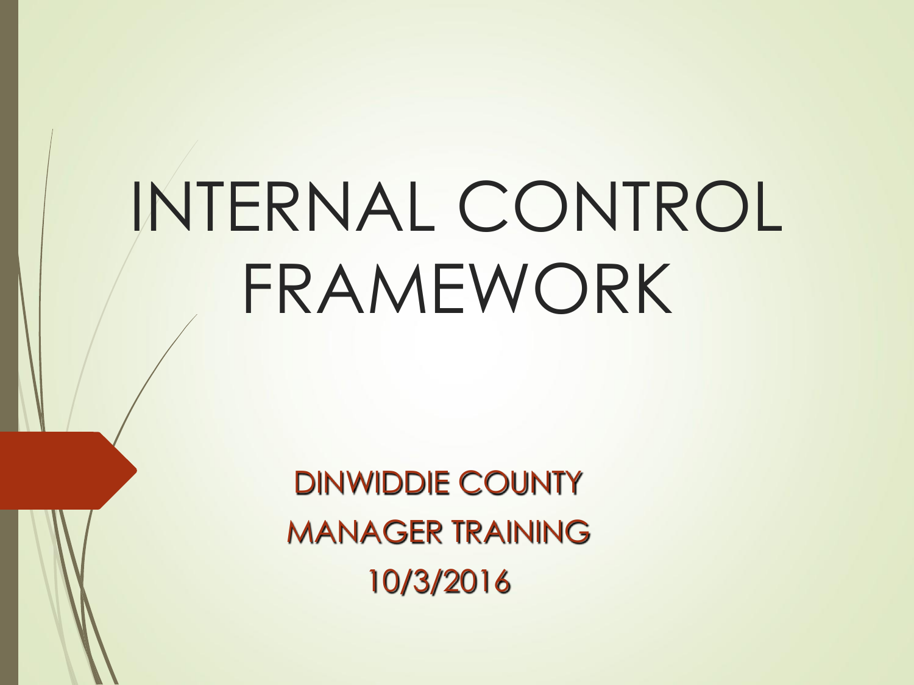# INTERNAL CONTROL FRAMEWORK

DINWIDDIE COUNTY

MANAGER TRAINING

10/3/2016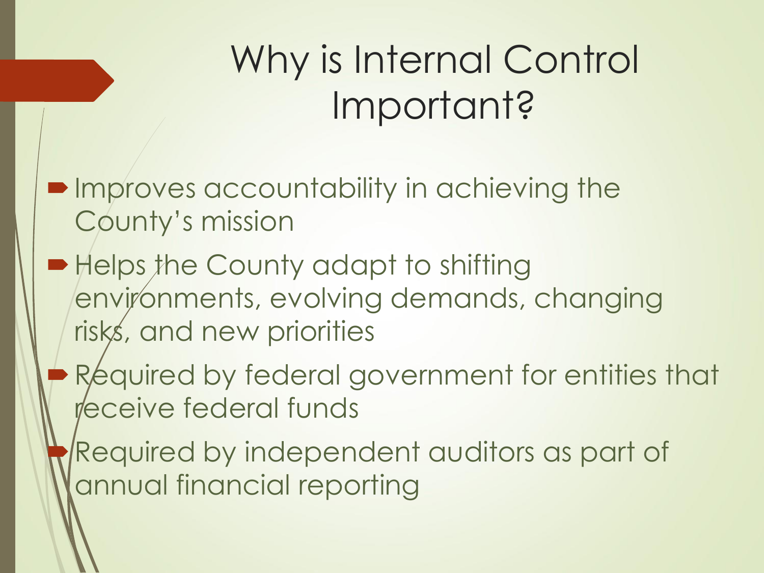# Why is Internal Control Important?

- Improves accountability in achieving the County's mission
- Helps the County adapt to shifting environments, evolving demands, changing risks, and new priorities
- Required by federal government for entities that receive federal funds
- Required by independent auditors as part of annual financial reporting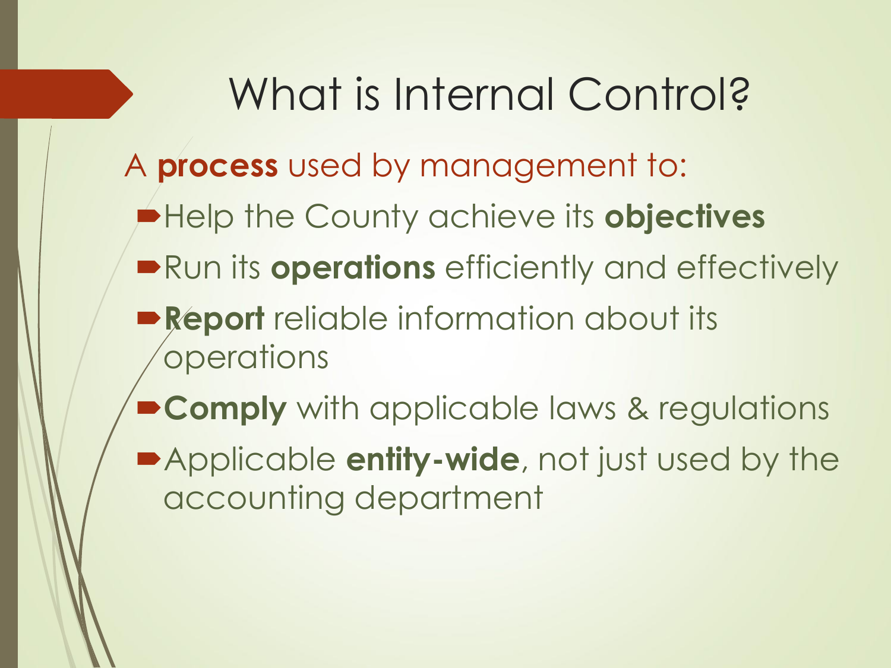# What is Internal Control?

A **process** used by management to:

- Help the County achieve its **objectives**
- Run its **operations** efficiently and effectively
- **Report** reliable information about its operations
- **Comply** with applicable laws & regulations
- Applicable **entity-wide**, not just used by the accounting department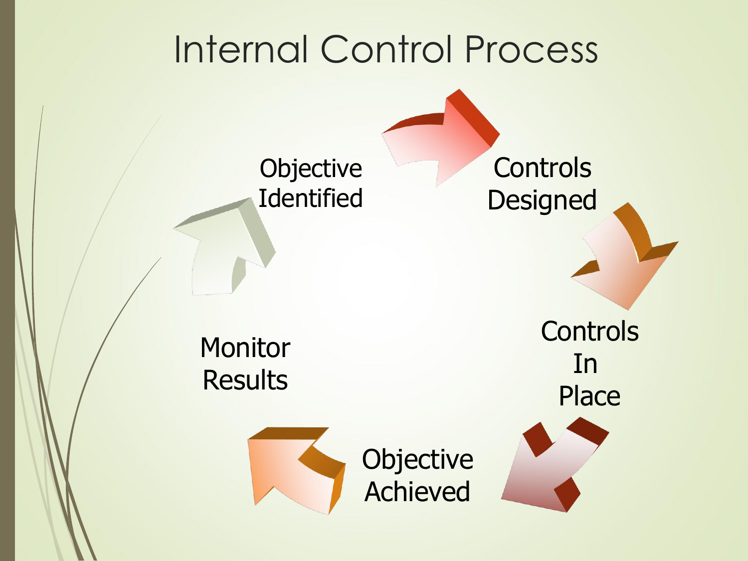# Internal Control Process

- Objective Identified
- Controls Designed
- Controls In Place
- Objective Achieved
- Monitor Results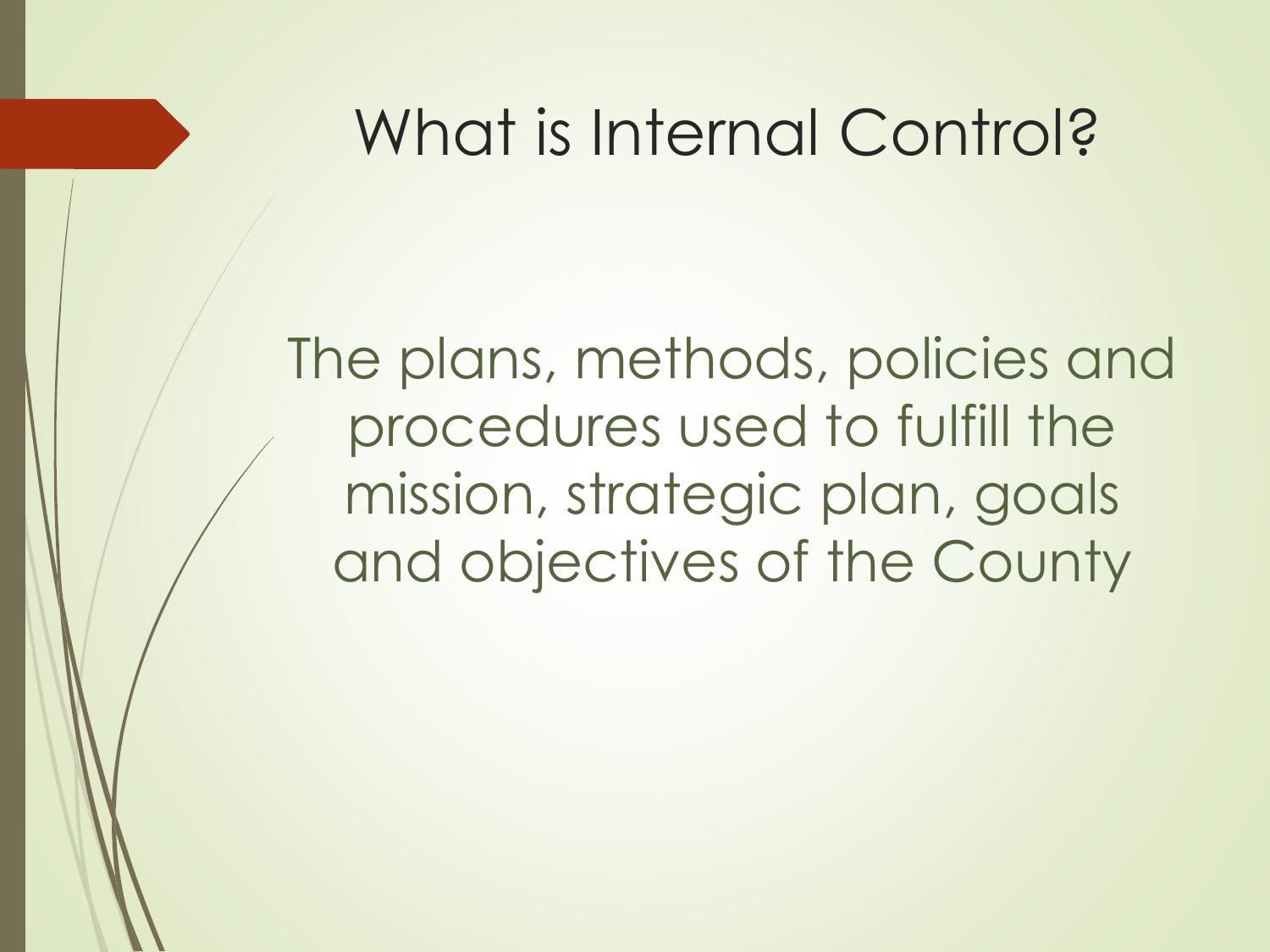# What is Internal Control?

The plans, methods, policies and procedures used to fulfill the mission, strategic plan, goals and objectives of the County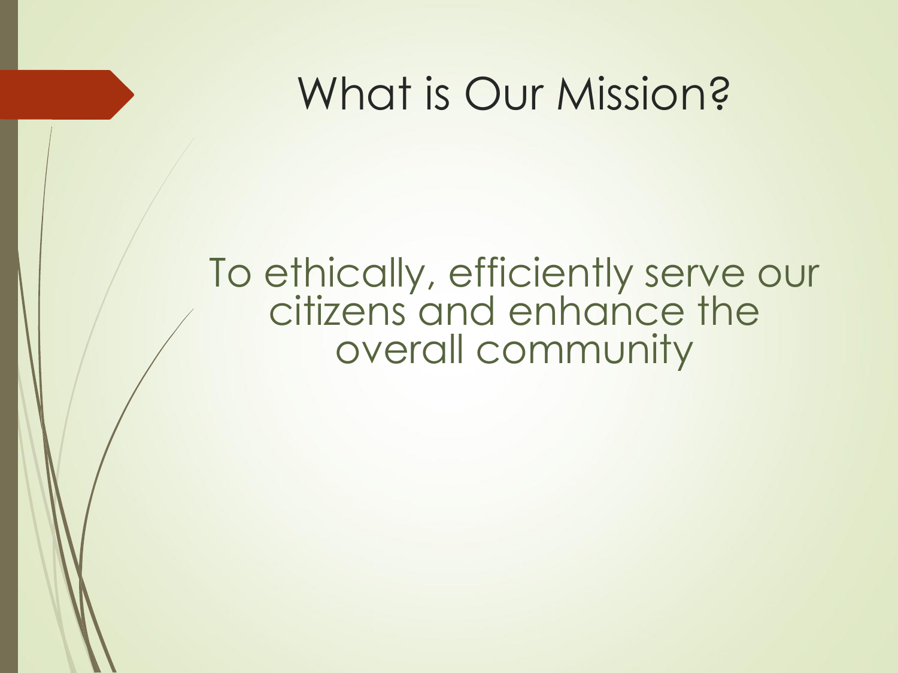# What is Our Mission?

To ethically, efficiently serve our citizens and enhance the overall community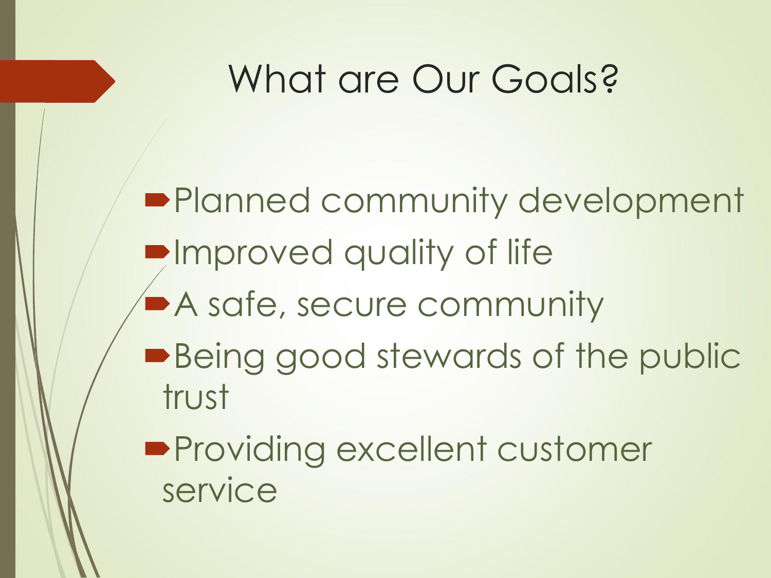# What are Our Goals?

- Planned community development
- Improved quality of life
- A safe, secure community
- Being good stewards of the public trust
- Providing excellent customer service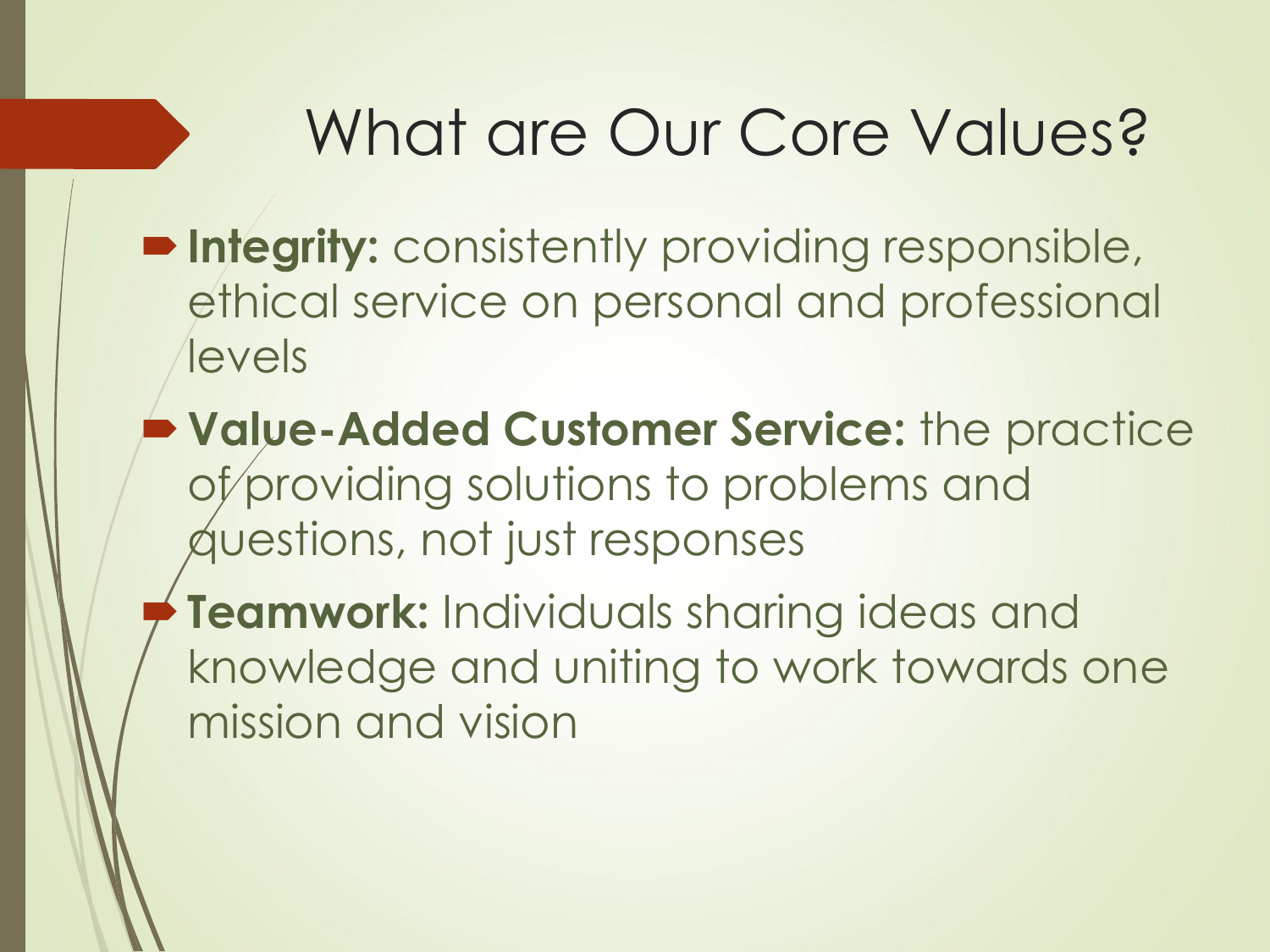# What are Our Core Values?

- **Integrity:** consistently providing responsible, ethical service on personal and professional levels
- **Value-Added Customer Service:** the practice of providing solutions to problems and questions, not just responses
- **Teamwork:** Individuals sharing ideas and knowledge and uniting to work towards one mission and vision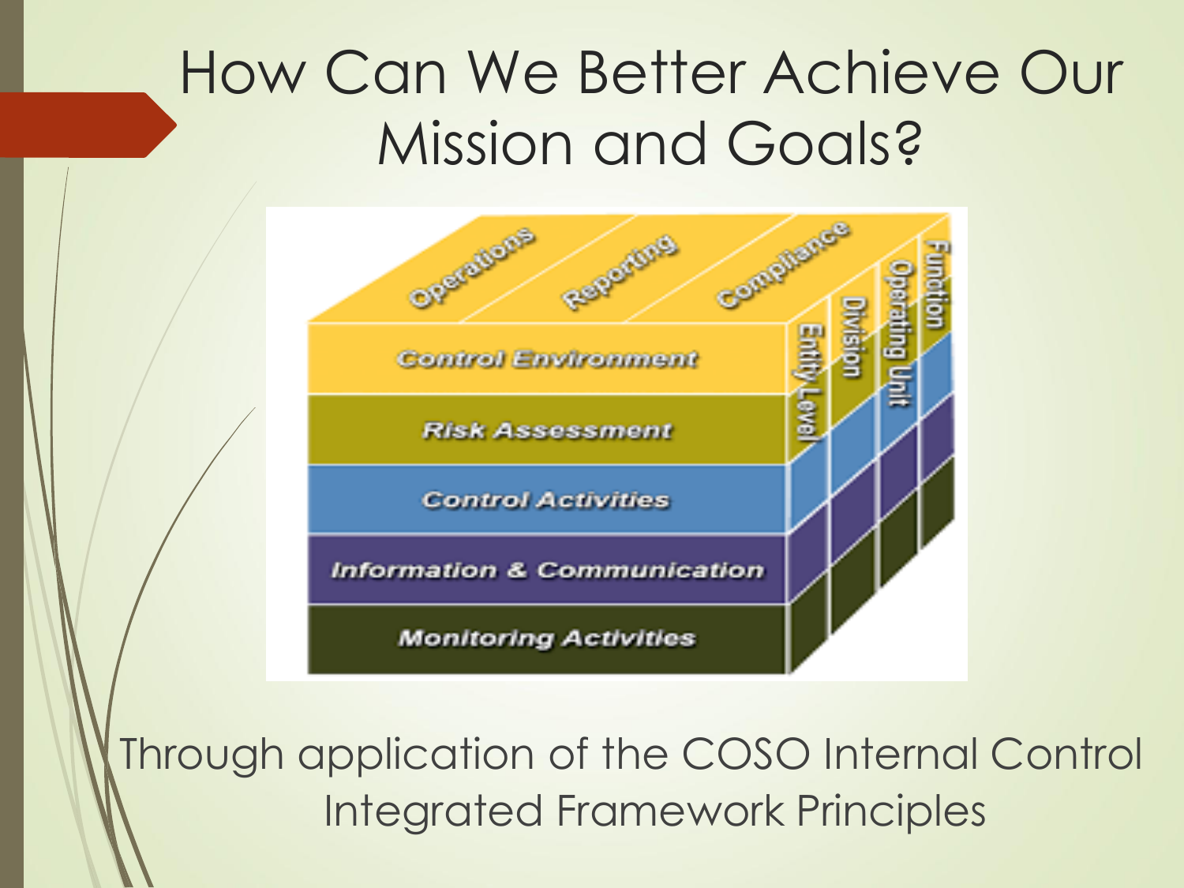# How Can We Better Achieve Our Mission and Goals?

Operations | Reporting | Compliance

Control Environment

Risk Assessment

Control Activities

Information & Communication

Monitoring Activities

Entity Level | Division | Operating Unit | Function

Through application of the COSO Internal Control Integrated Framework Principles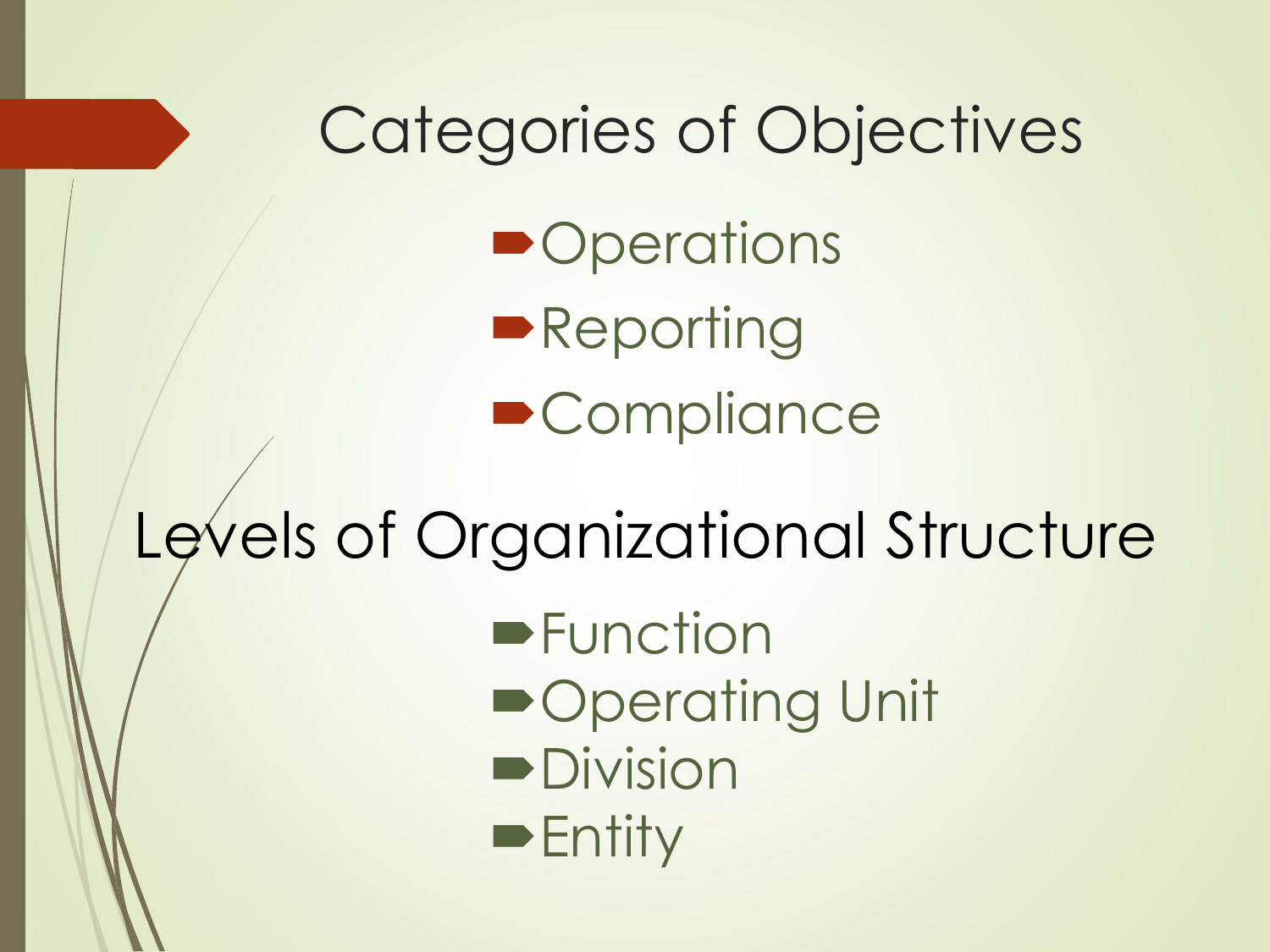## Categories of Objectives

- Operations
- Reporting
- Compliance

## Levels of Organizational Structure

- Function
- Operating Unit
- Division
- Entity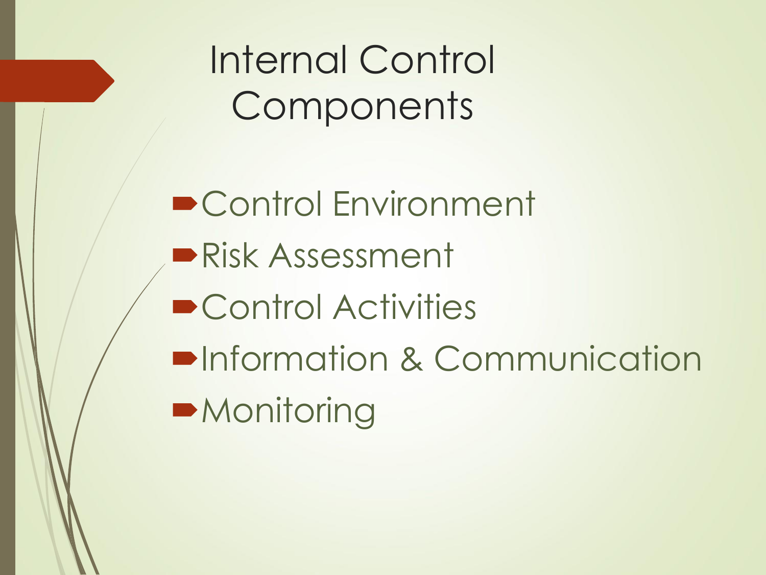# Internal Control Components

- Control Environment
- Risk Assessment
- Control Activities
- Information & Communication
- Monitoring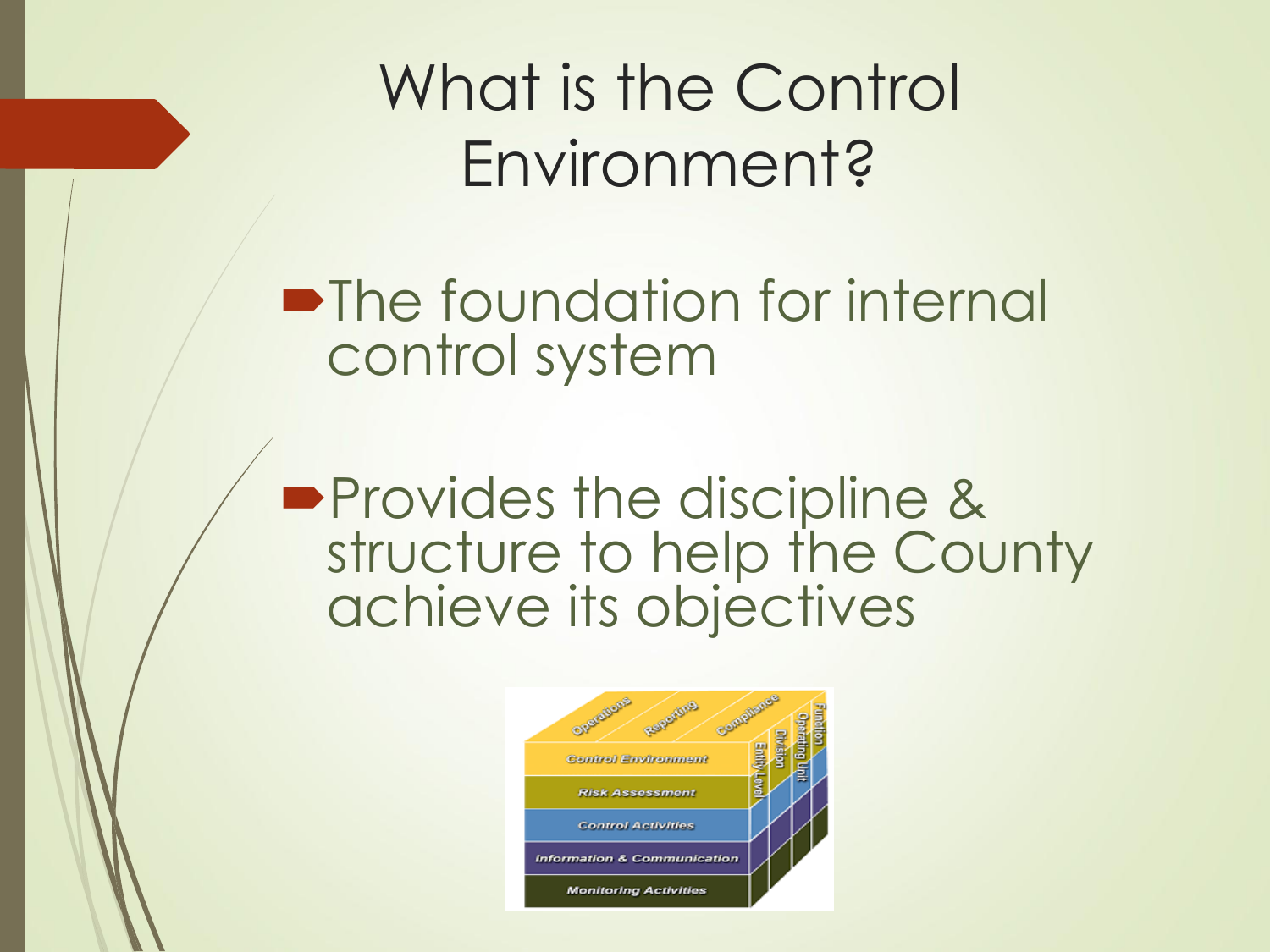# What is the Control Environment?

- The foundation for internal control system
- Provides the discipline & structure to help the County achieve its objectives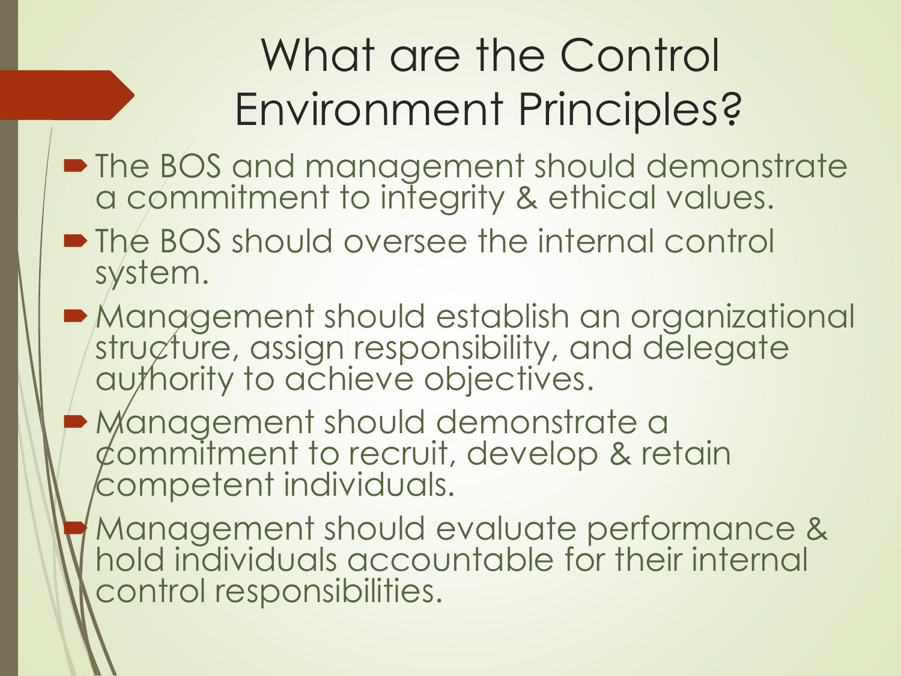# What are the Control Environment Principles?

- The BOS and management should demonstrate a commitment to integrity & ethical values.
- The BOS should oversee the internal control system.
- Management should establish an organizational structure, assign responsibility, and delegate authority to achieve objectives.
- Management should demonstrate a commitment to recruit, develop & retain competent individuals.
- Management should evaluate performance & hold individuals accountable for their internal control responsibilities.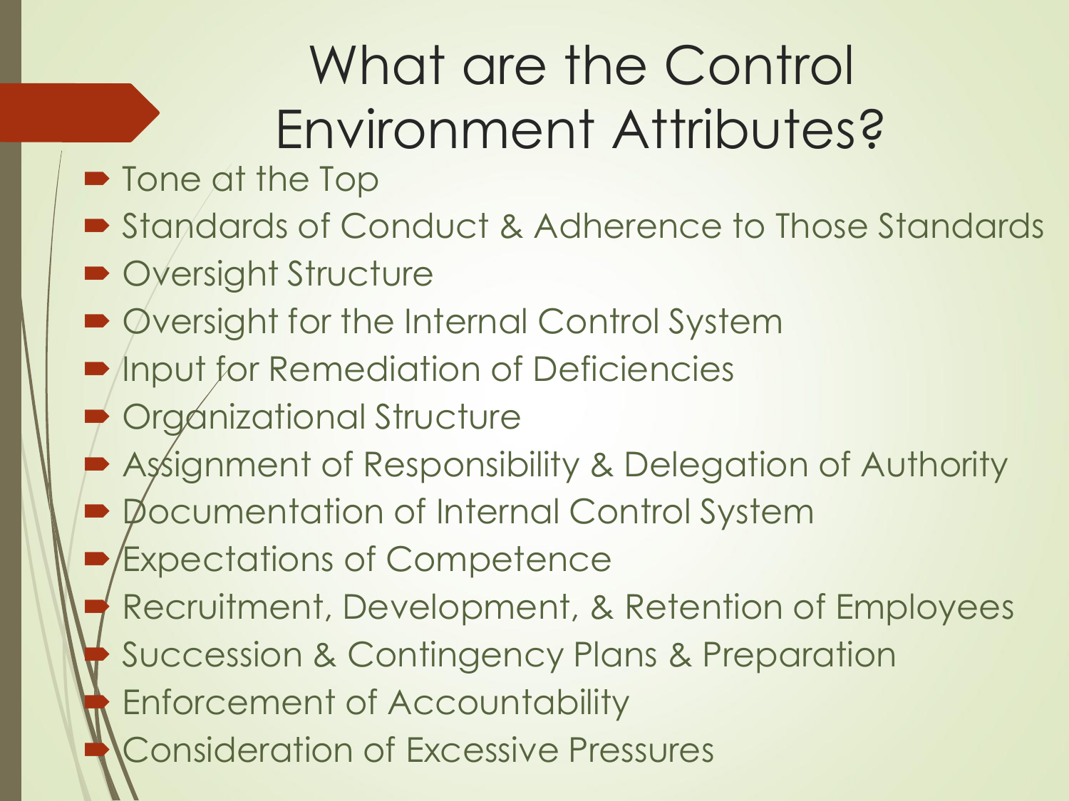# What are the Control Environment Attributes?

- Tone at the Top
- Standards of Conduct & Adherence to Those Standards
- Oversight Structure
- Oversight for the Internal Control System
- Input for Remediation of Deficiencies
- Organizational Structure
- Assignment of Responsibility & Delegation of Authority
- Documentation of Internal Control System
- Expectations of Competence
- Recruitment, Development, & Retention of Employees
- Succession & Contingency Plans & Preparation
- Enforcement of Accountability
- Consideration of Excessive Pressures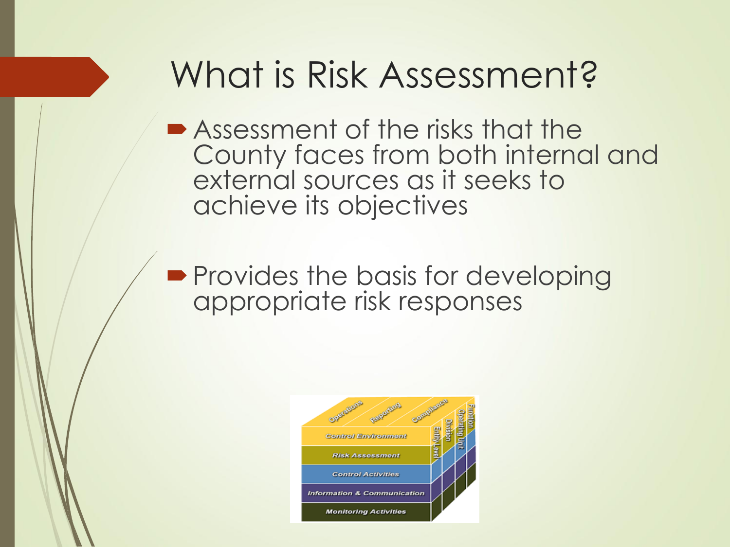# What is Risk Assessment?

- Assessment of the risks that the County faces from both internal and external sources as it seeks to achieve its objectives
- Provides the basis for developing appropriate risk responses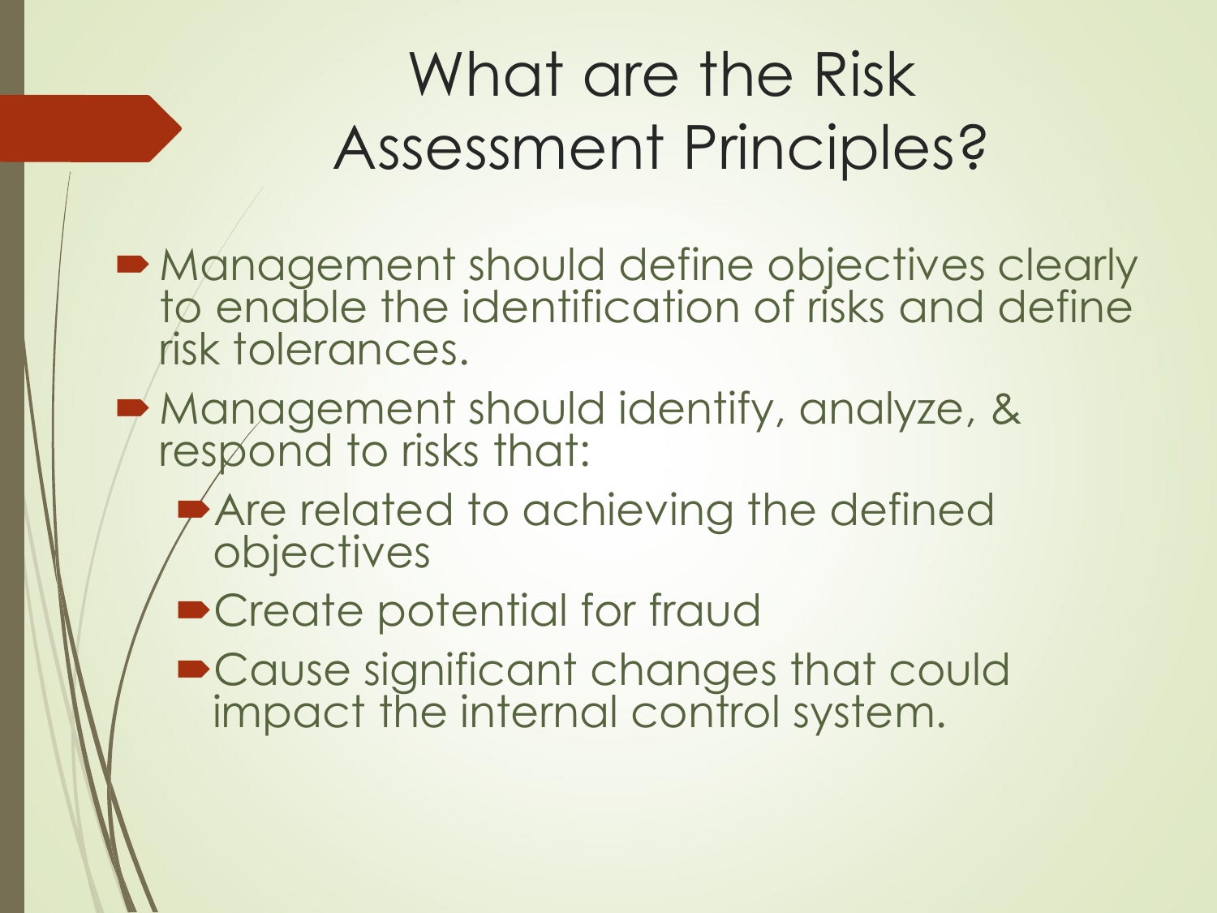# What are the Risk Assessment Principles?

- Management should define objectives clearly to enable the identification of risks and define risk tolerances.
- Management should identify, analyze, & respond to risks that:
  - Are related to achieving the defined objectives
  - Create potential for fraud
  - Cause significant changes that could impact the internal control system.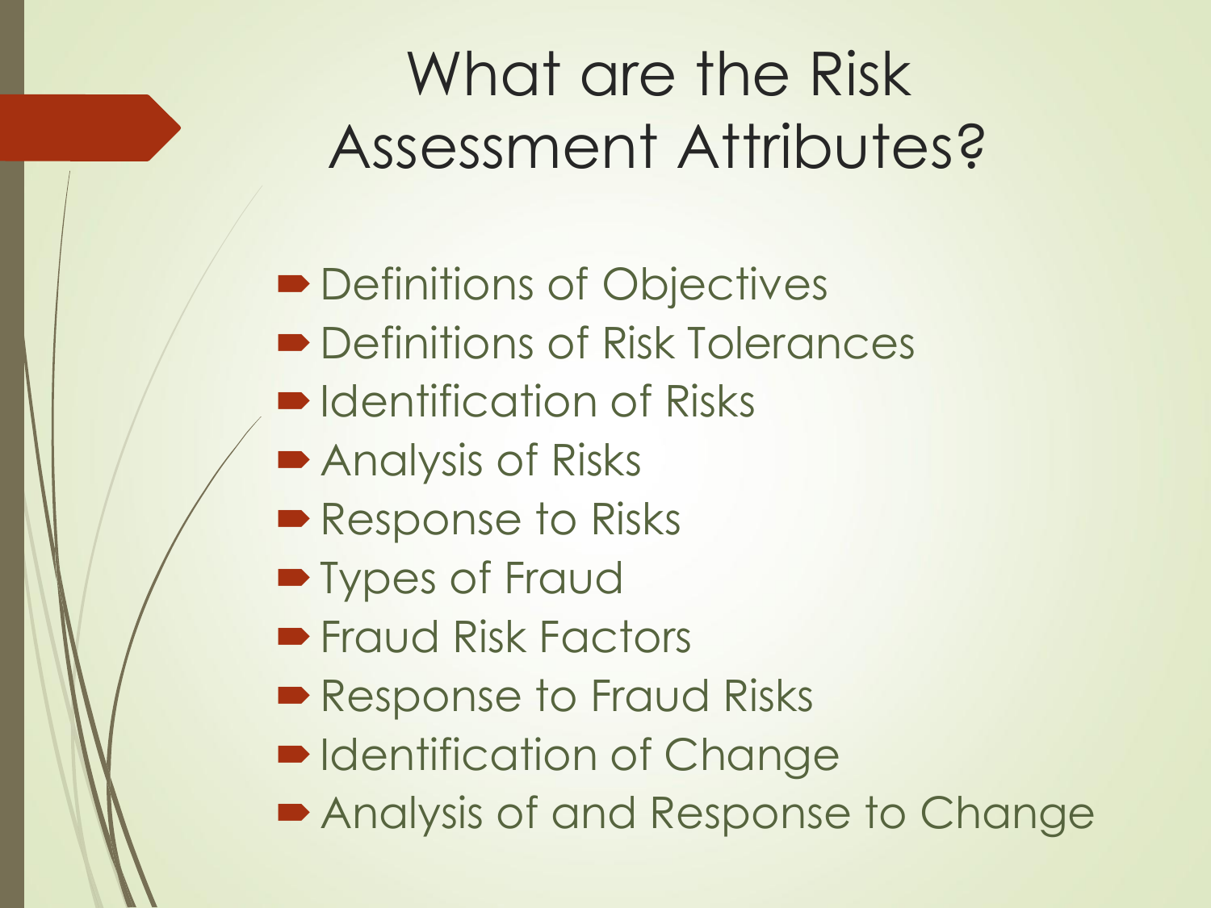# What are the Risk Assessment Attributes?

- Definitions of Objectives
- Definitions of Risk Tolerances
- Identification of Risks
- Analysis of Risks
- Response to Risks
- Types of Fraud
- Fraud Risk Factors
- Response to Fraud Risks
- Identification of Change
- Analysis of and Response to Change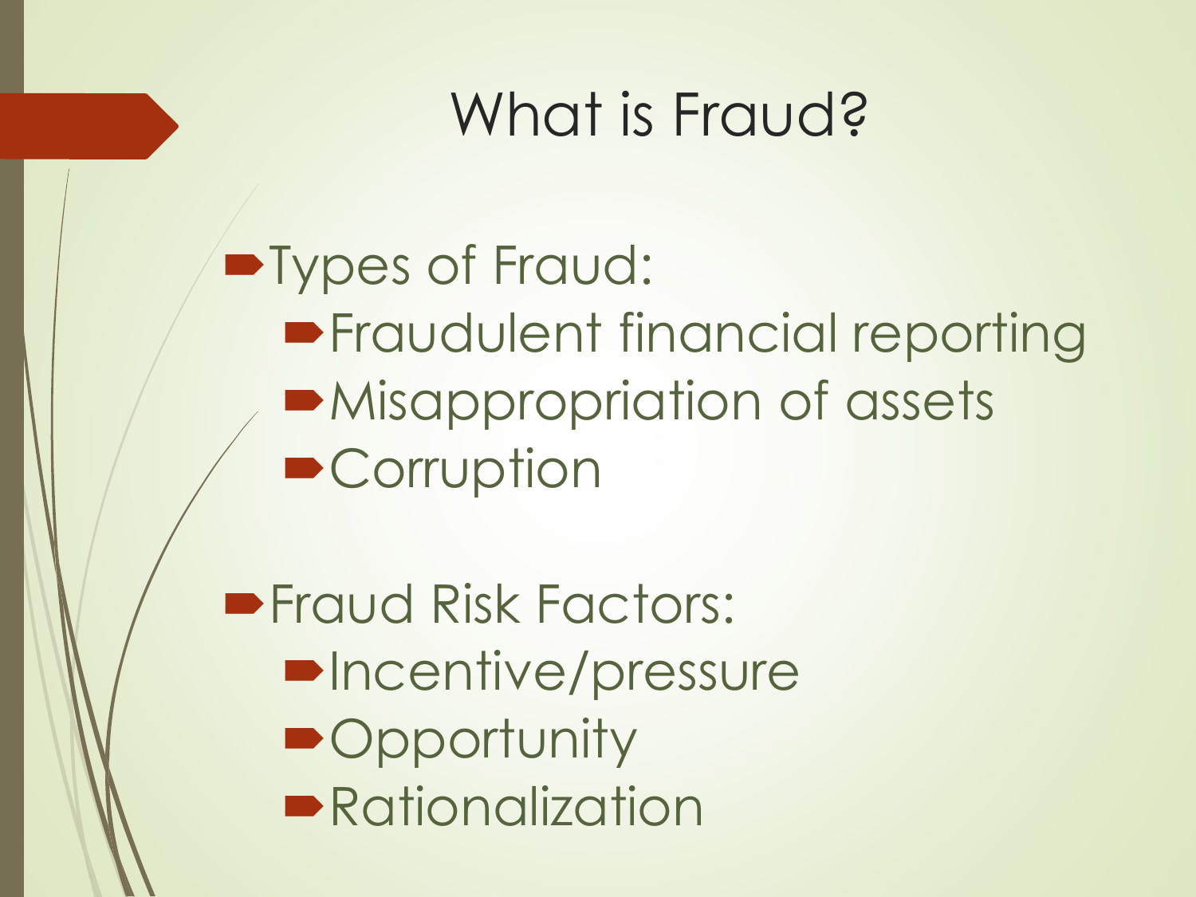# What is Fraud?

- Types of Fraud:
  - Fraudulent financial reporting
  - Misappropriation of assets
  - Corruption

- Fraud Risk Factors:
  - Incentive/pressure
  - Opportunity
  - Rationalization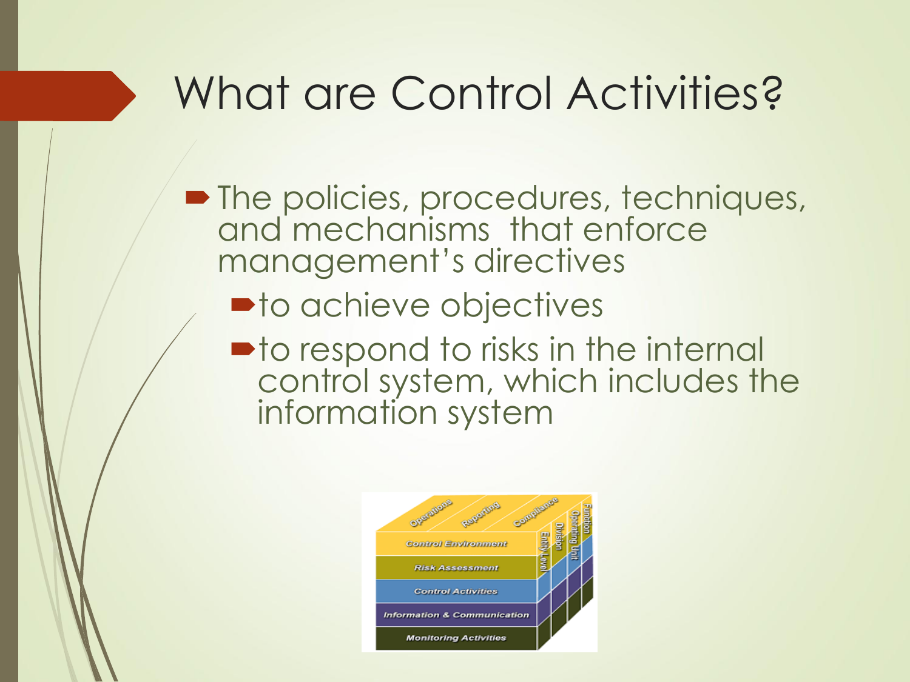# What are Control Activities?

- The policies, procedures, techniques, and mechanisms that enforce management's directives
  - to achieve objectives
  - to respond to risks in the internal control system, which includes the information system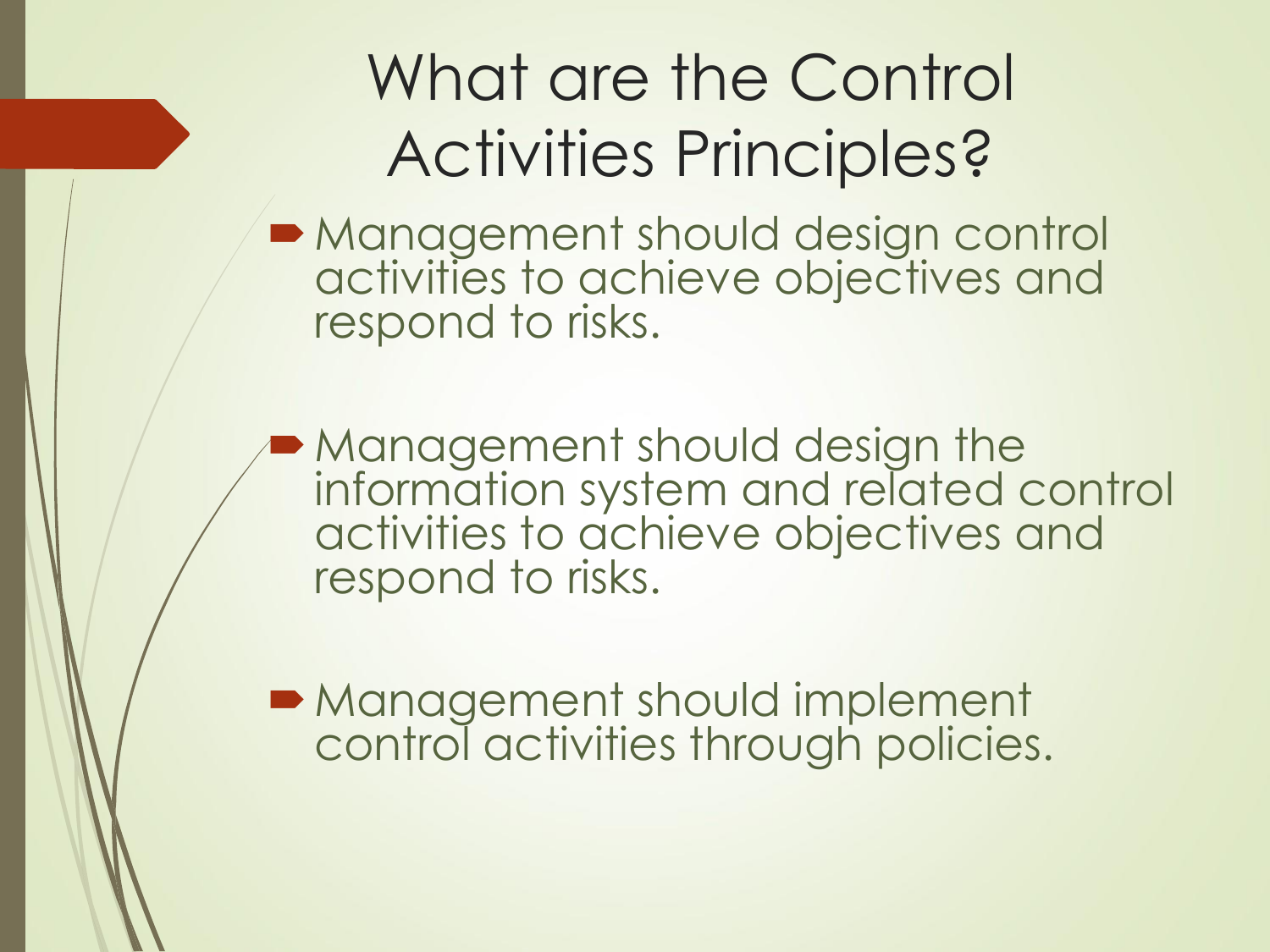# What are the Control Activities Principles?

- Management should design control activities to achieve objectives and respond to risks.
- Management should design the information system and related control activities to achieve objectives and respond to risks.
- Management should implement control activities through policies.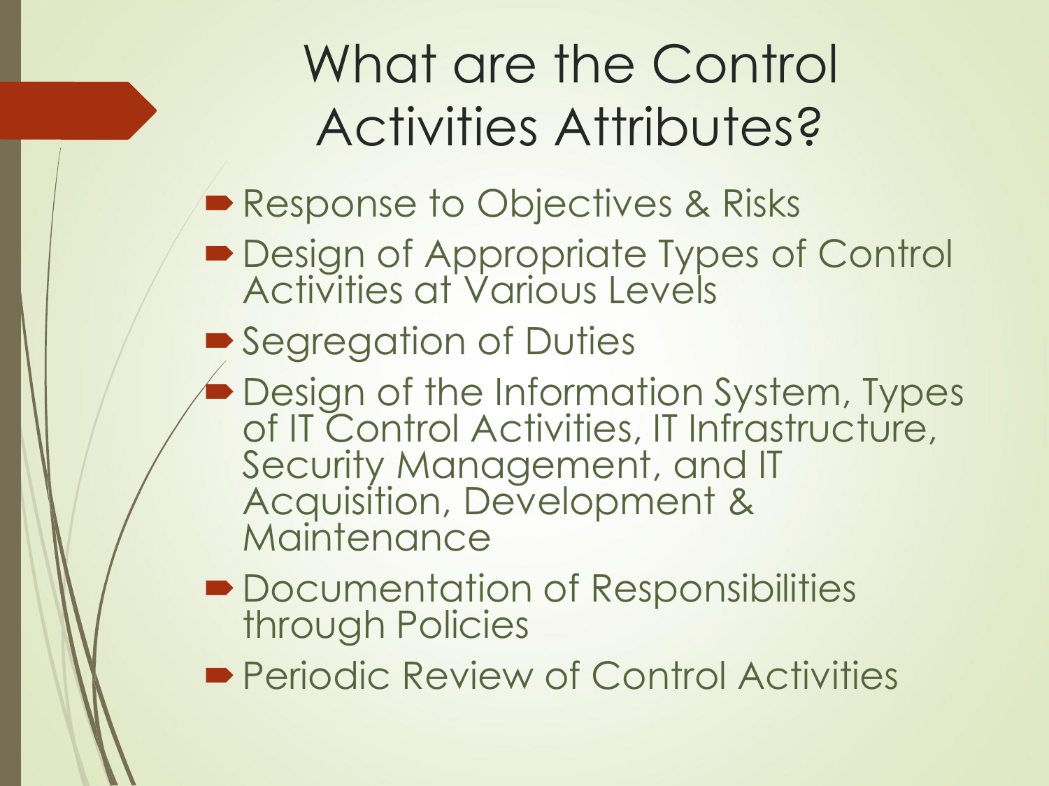# What are the Control Activities Attributes?

- Response to Objectives & Risks
- Design of Appropriate Types of Control Activities at Various Levels
- Segregation of Duties
- Design of the Information System, Types of IT Control Activities, IT Infrastructure, Security Management, and IT Acquisition, Development & Maintenance
- Documentation of Responsibilities through Policies
- Periodic Review of Control Activities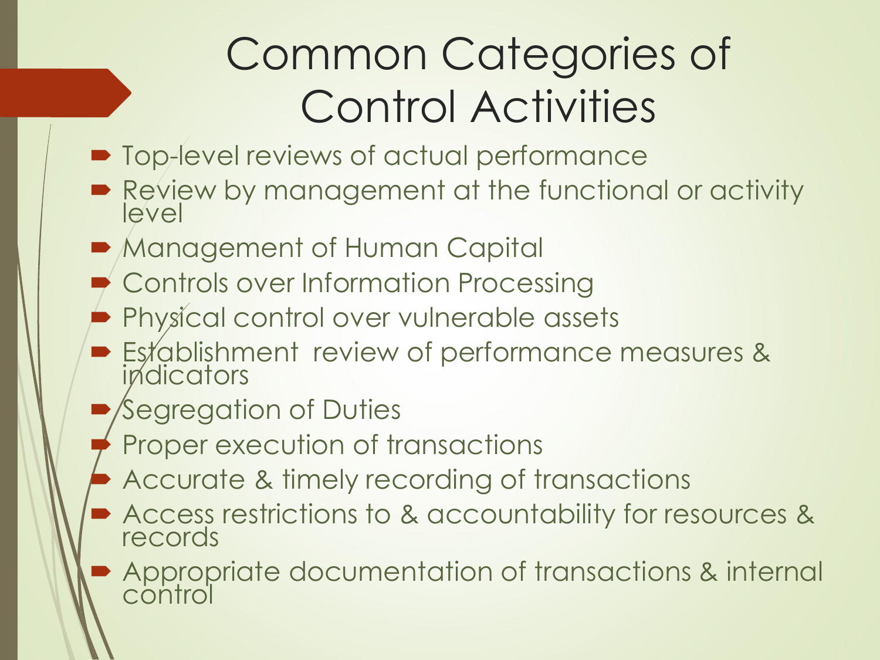# Common Categories of Control Activities

- Top-level reviews of actual performance
- Review by management at the functional or activity level
- Management of Human Capital
- Controls over Information Processing
- Physical control over vulnerable assets
- Establishment review of performance measures & indicators
- Segregation of Duties
- Proper execution of transactions
- Accurate & timely recording of transactions
- Access restrictions to & accountability for resources & records
- Appropriate documentation of transactions & internal control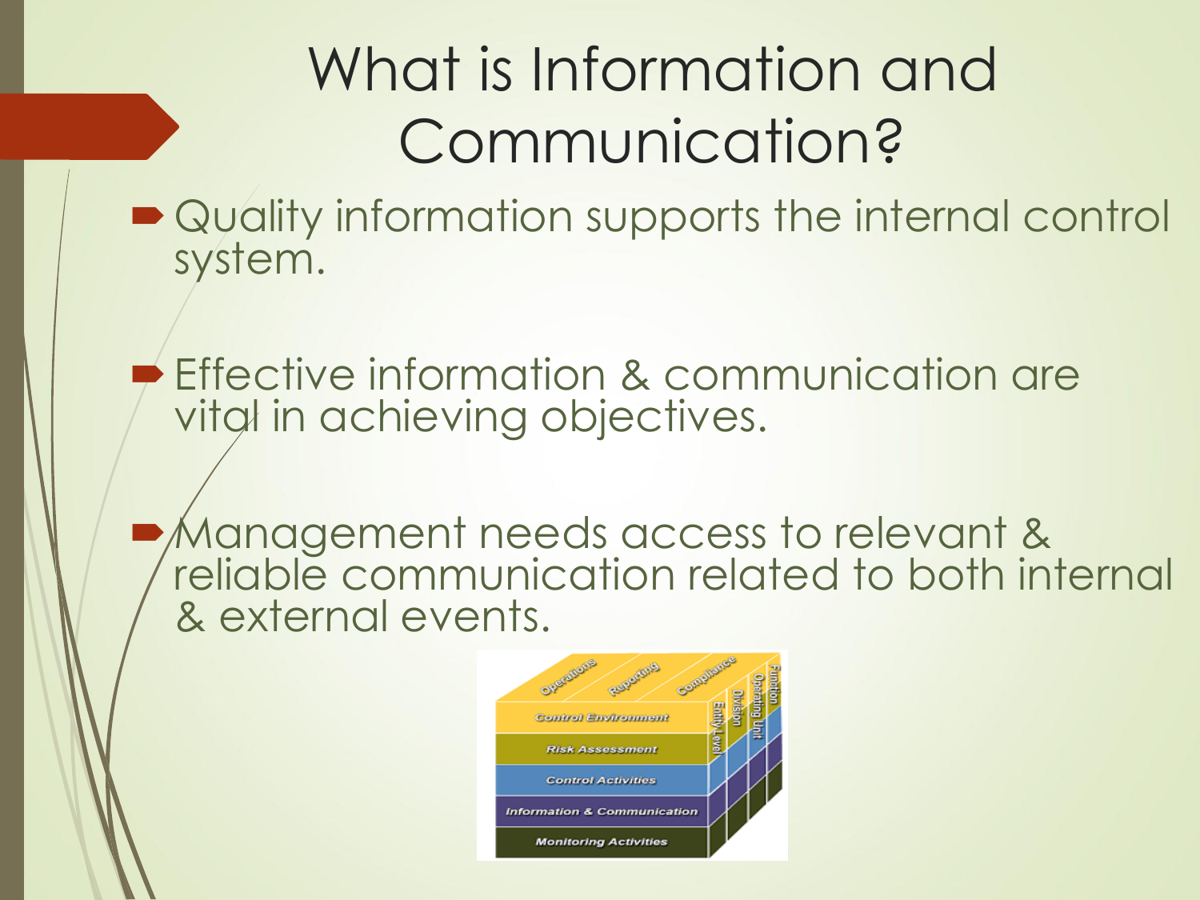# What is Information and Communication?

- Quality information supports the internal control system.

- Effective information & communication are vital in achieving objectives.

- Management needs access to relevant & reliable communication related to both internal & external events.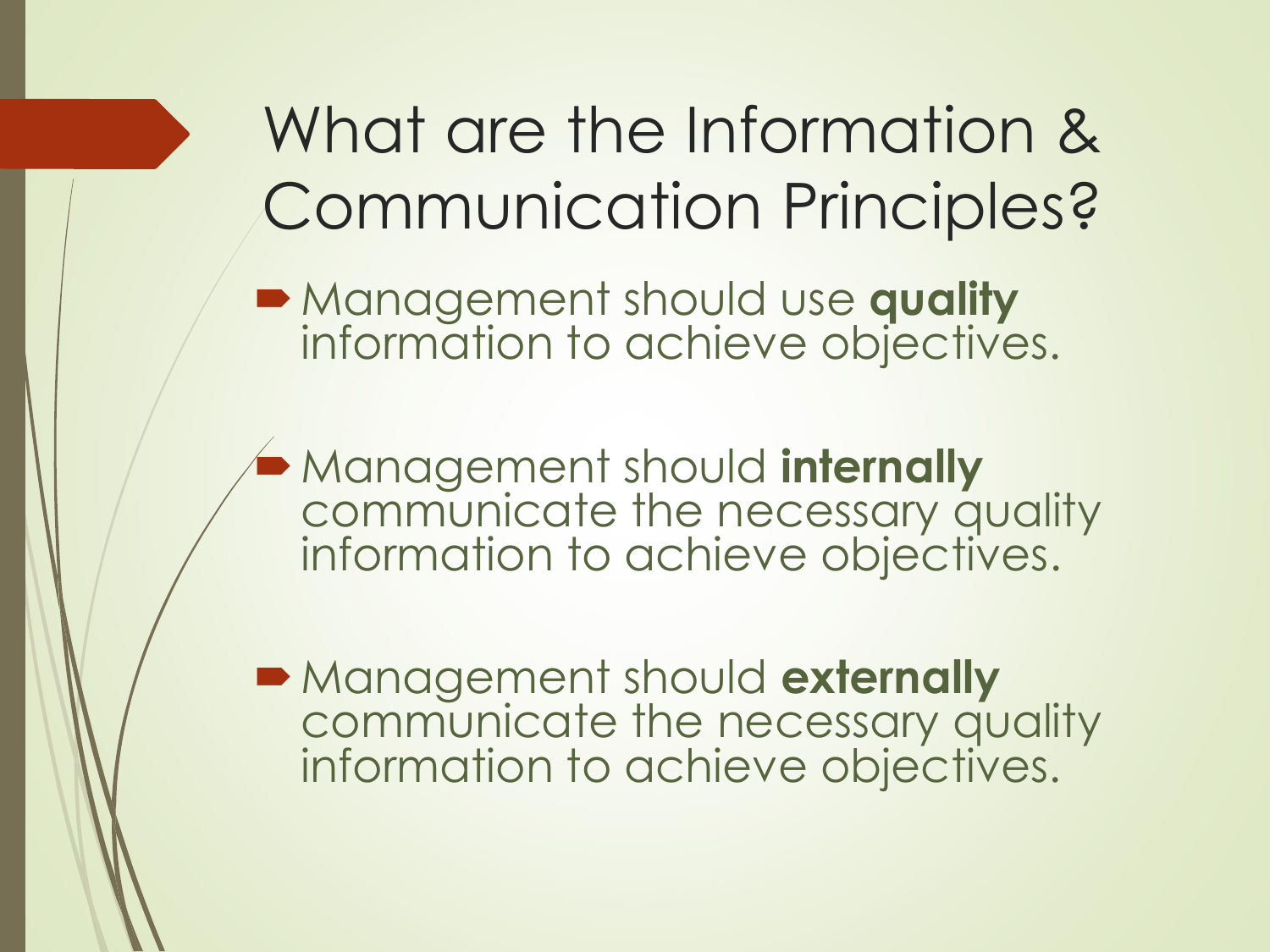# What are the Information & Communication Principles?

- Management should use **quality** information to achieve objectives.

- Management should **internally** communicate the necessary quality information to achieve objectives.

- Management should **externally** communicate the necessary quality information to achieve objectives.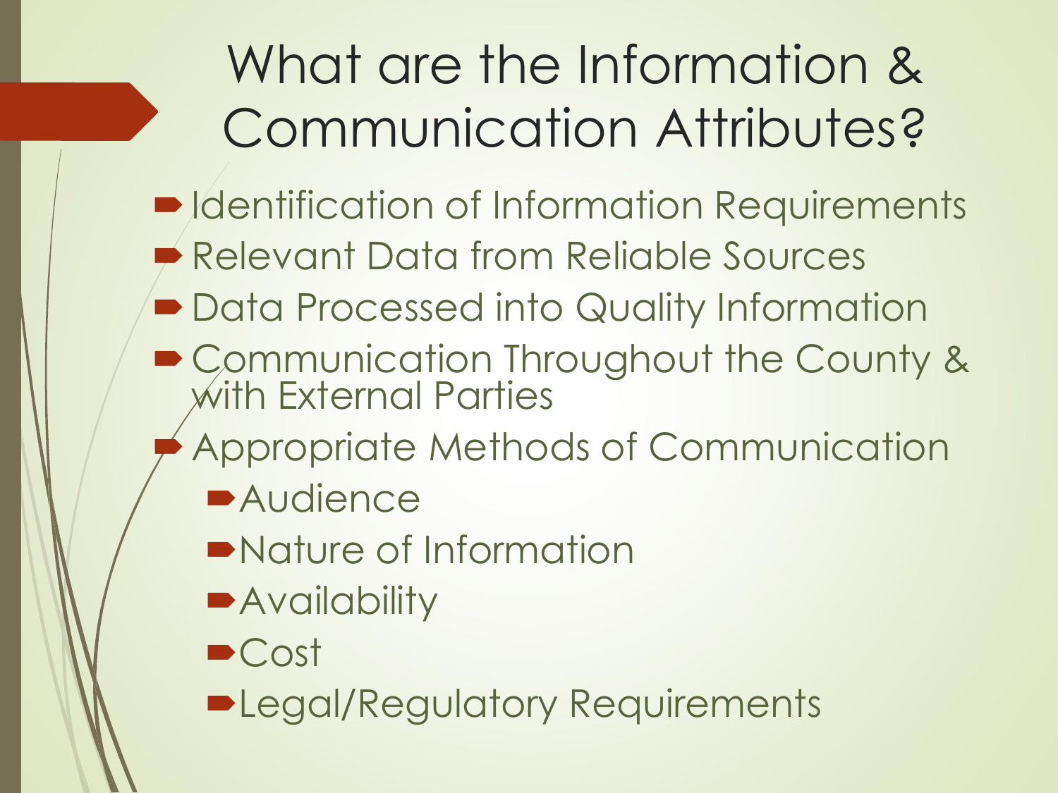# What are the Information & Communication Attributes?

- Identification of Information Requirements
- Relevant Data from Reliable Sources
- Data Processed into Quality Information
- Communication Throughout the County & with External Parties
- Appropriate Methods of Communication
  - Audience
  - Nature of Information
  - Availability
  - Cost
  - Legal/Regulatory Requirements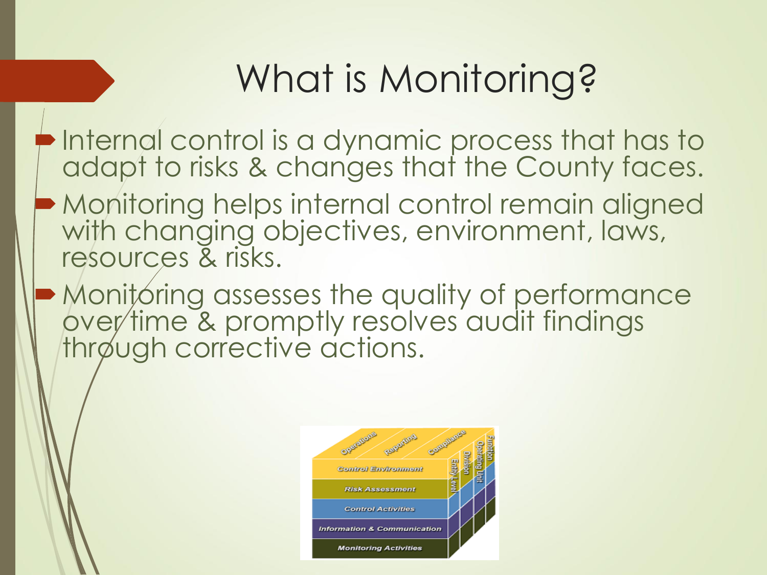# What is Monitoring?

- Internal control is a dynamic process that has to adapt to risks & changes that the County faces.
- Monitoring helps internal control remain aligned with changing objectives, environment, laws, resources & risks.
- Monitoring assesses the quality of performance over time & promptly resolves audit findings through corrective actions.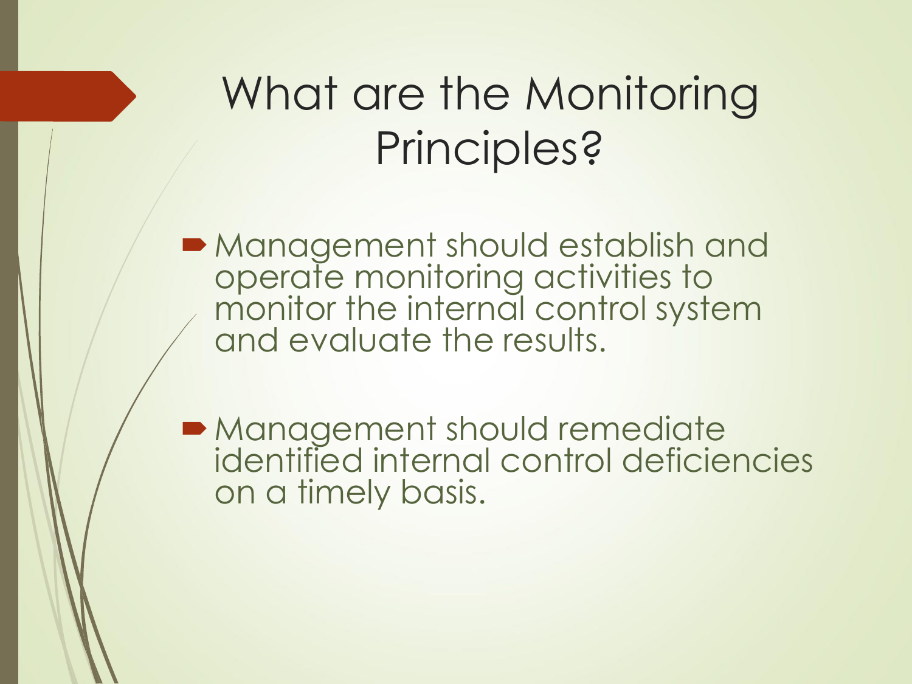# What are the Monitoring Principles?

- Management should establish and operate monitoring activities to monitor the internal control system and evaluate the results.
- Management should remediate identified internal control deficiencies on a timely basis.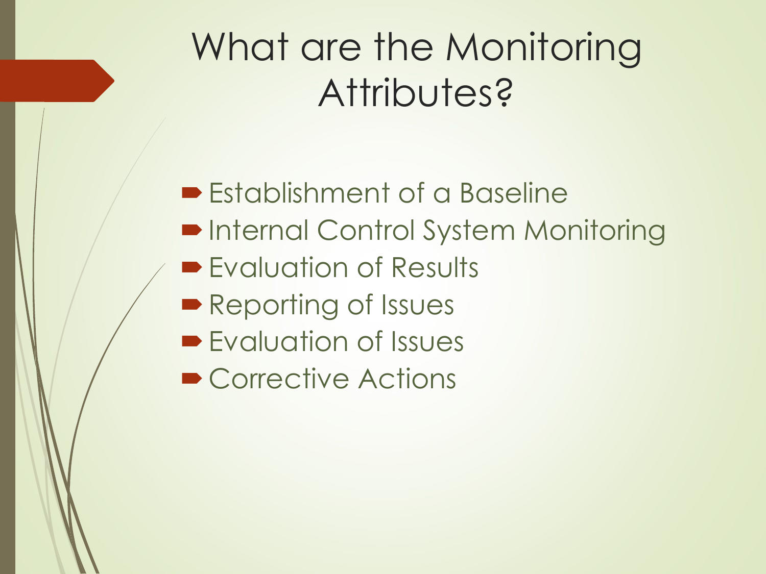# What are the Monitoring Attributes?

- Establishment of a Baseline
- Internal Control System Monitoring
- Evaluation of Results
- Reporting of Issues
- Evaluation of Issues
- Corrective Actions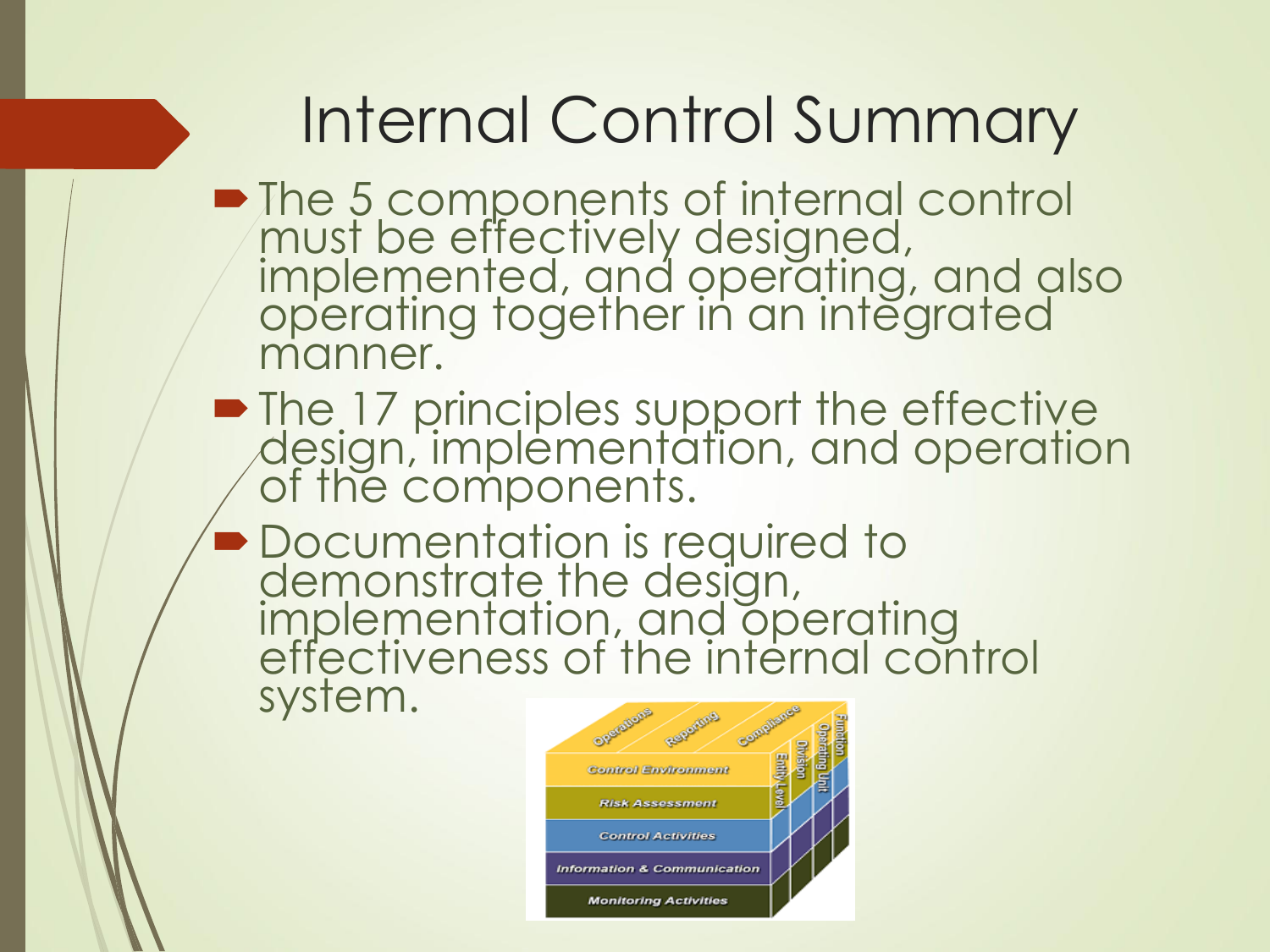# Internal Control Summary

- The 5 components of internal control must be effectively designed, implemented, and operating, and also operating together in an integrated manner.
- The 17 principles support the effective design, implementation, and operation of the components.
- Documentation is required to demonstrate the design, implementation, and operating effectiveness of the internal control system.

Operations
Reporting
Compliance
Control Environment
Risk Assessment
Control Activities
Information & Communication
Monitoring Activities
Entity Level
Division
Operating Unit
Function